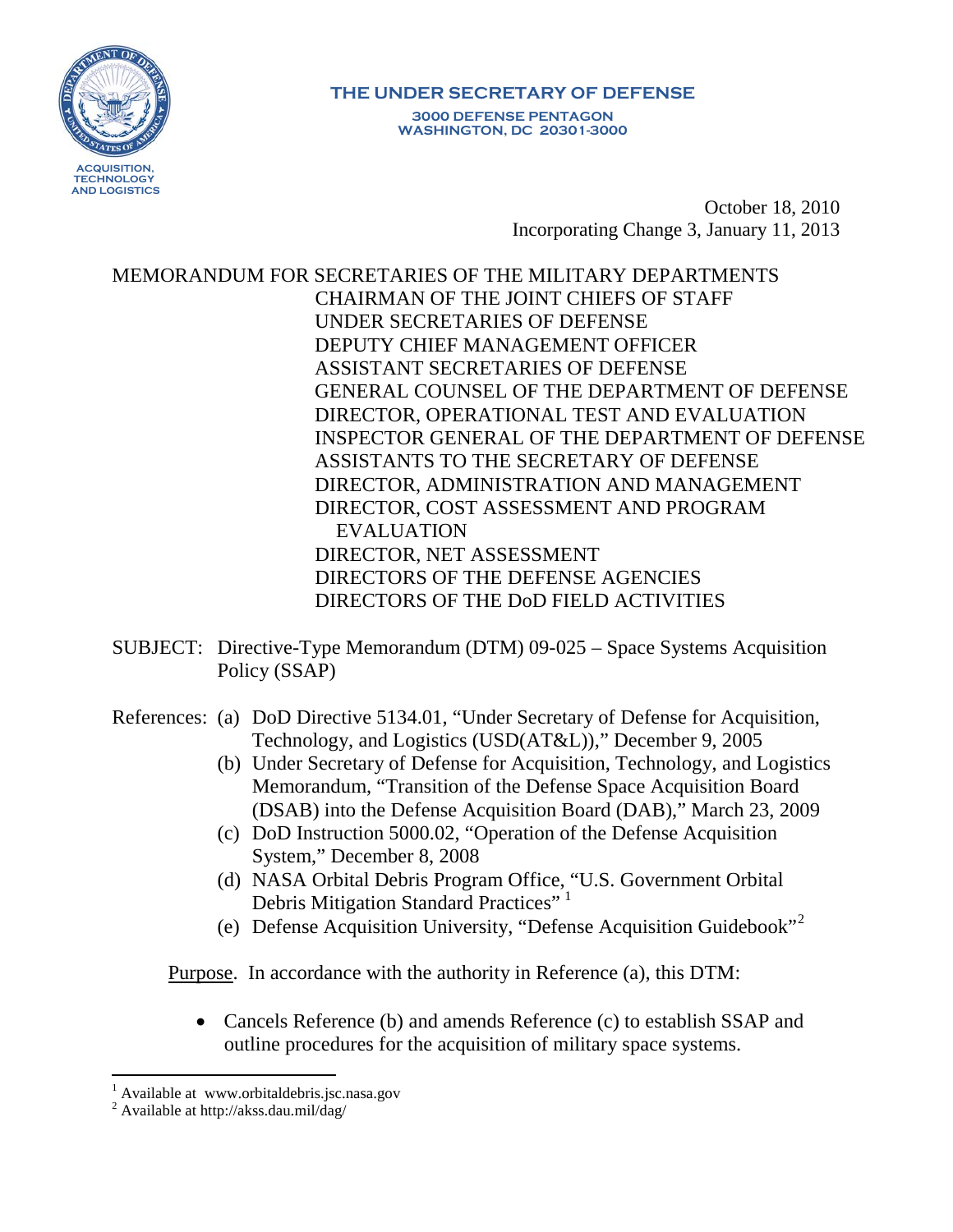ACQUISITION, TECHNOLOGY AND LOGISTICS

**THE UNDER SECRETARY OF DEFENSE**
**3000 DEFENSE PENTAGON**
**WASHINGTON, DC 20301-3000**

October 18, 2010
Incorporating Change 3, January 11, 2013

MEMORANDUM FOR SECRETARIES OF THE MILITARY DEPARTMENTS
CHAIRMAN OF THE JOINT CHIEFS OF STAFF
UNDER SECRETARIES OF DEFENSE
DEPUTY CHIEF MANAGEMENT OFFICER
ASSISTANT SECRETARIES OF DEFENSE
GENERAL COUNSEL OF THE DEPARTMENT OF DEFENSE
DIRECTOR, OPERATIONAL TEST AND EVALUATION
INSPECTOR GENERAL OF THE DEPARTMENT OF DEFENSE
ASSISTANTS TO THE SECRETARY OF DEFENSE
DIRECTOR, ADMINISTRATION AND MANAGEMENT
DIRECTOR, COST ASSESSMENT AND PROGRAM EVALUATION
DIRECTOR, NET ASSESSMENT
DIRECTORS OF THE DEFENSE AGENCIES
DIRECTORS OF THE DoD FIELD ACTIVITIES

SUBJECT: Directive-Type Memorandum (DTM) 09-025 – Space Systems Acquisition Policy (SSAP)

References:
(a) DoD Directive 5134.01, "Under Secretary of Defense for Acquisition, Technology, and Logistics (USD(AT&L))," December 9, 2005
(b) Under Secretary of Defense for Acquisition, Technology, and Logistics Memorandum, "Transition of the Defense Space Acquisition Board (DSAB) into the Defense Acquisition Board (DAB)," March 23, 2009
(c) DoD Instruction 5000.02, "Operation of the Defense Acquisition System," December 8, 2008
(d) NASA Orbital Debris Program Office, "U.S. Government Orbital Debris Mitigation Standard Practices" [1]
(e) Defense Acquisition University, "Defense Acquisition Guidebook" [2]

Purpose. In accordance with the authority in Reference (a), this DTM:

- Cancels Reference (b) and amends Reference (c) to establish SSAP and outline procedures for the acquisition of military space systems.

[1] Available at www.orbitaldebris.jsc.nasa.gov
[2] Available at http://akss.dau.mil/dag/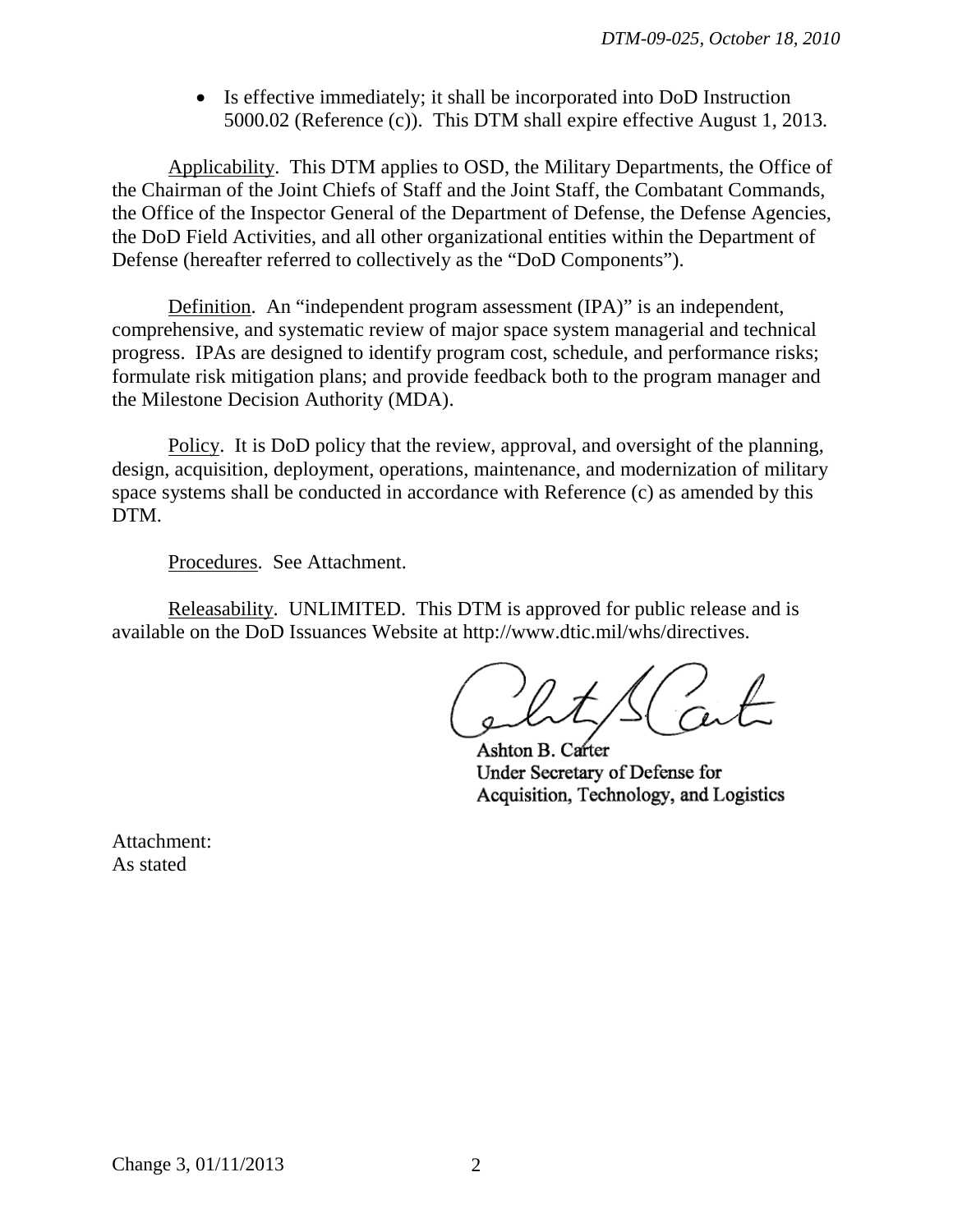- Is effective immediately; it shall be incorporated into DoD Instruction 5000.02 (Reference (c)). This DTM shall expire effective August 1, 2013.

Applicability. This DTM applies to OSD, the Military Departments, the Office of the Chairman of the Joint Chiefs of Staff and the Joint Staff, the Combatant Commands, the Office of the Inspector General of the Department of Defense, the Defense Agencies, the DoD Field Activities, and all other organizational entities within the Department of Defense (hereafter referred to collectively as the "DoD Components").

Definition. An "independent program assessment (IPA)" is an independent, comprehensive, and systematic review of major space system managerial and technical progress. IPAs are designed to identify program cost, schedule, and performance risks; formulate risk mitigation plans; and provide feedback both to the program manager and the Milestone Decision Authority (MDA).

Policy. It is DoD policy that the review, approval, and oversight of the planning, design, acquisition, deployment, operations, maintenance, and modernization of military space systems shall be conducted in accordance with Reference (c) as amended by this DTM.

Procedures. See Attachment.

Releasability. UNLIMITED. This DTM is approved for public release and is available on the DoD Issuances Website at http://www.dtic.mil/whs/directives.

Ashton B. Carter
Under Secretary of Defense for
Acquisition, Technology, and Logistics

Attachment:
As stated

Change 3, 01/11/2013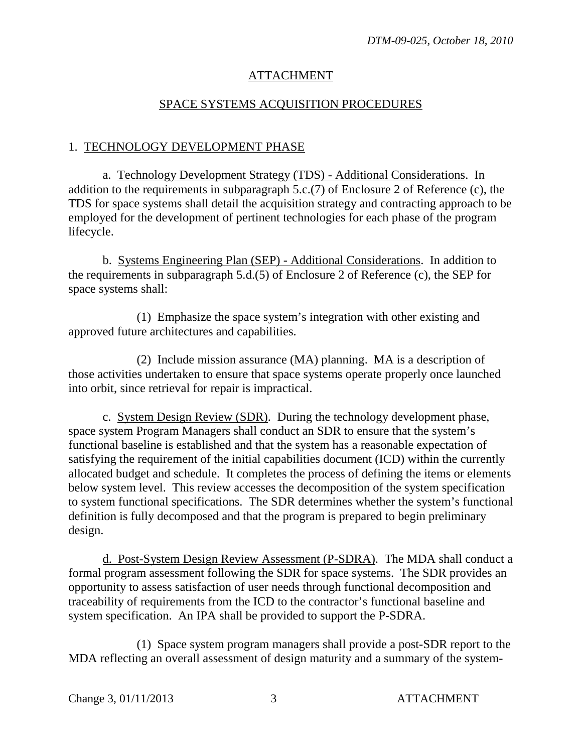## ATTACHMENT

## SPACE SYSTEMS ACQUISITION PROCEDURES

### 1. TECHNOLOGY DEVELOPMENT PHASE

a. Technology Development Strategy (TDS) - Additional Considerations. In addition to the requirements in subparagraph 5.c.(7) of Enclosure 2 of Reference (c), the TDS for space systems shall detail the acquisition strategy and contracting approach to be employed for the development of pertinent technologies for each phase of the program lifecycle.

b. Systems Engineering Plan (SEP) - Additional Considerations. In addition to the requirements in subparagraph 5.d.(5) of Enclosure 2 of Reference (c), the SEP for space systems shall:

(1) Emphasize the space system's integration with other existing and approved future architectures and capabilities.

(2) Include mission assurance (MA) planning. MA is a description of those activities undertaken to ensure that space systems operate properly once launched into orbit, since retrieval for repair is impractical.

c. System Design Review (SDR). During the technology development phase, space system Program Managers shall conduct an SDR to ensure that the system's functional baseline is established and that the system has a reasonable expectation of satisfying the requirement of the initial capabilities document (ICD) within the currently allocated budget and schedule. It completes the process of defining the items or elements below system level. This review accesses the decomposition of the system specification to system functional specifications. The SDR determines whether the system's functional definition is fully decomposed and that the program is prepared to begin preliminary design.

d. Post-System Design Review Assessment (P-SDRA). The MDA shall conduct a formal program assessment following the SDR for space systems. The SDR provides an opportunity to assess satisfaction of user needs through functional decomposition and traceability of requirements from the ICD to the contractor's functional baseline and system specification. An IPA shall be provided to support the P-SDRA.

(1) Space system program managers shall provide a post-SDR report to the MDA reflecting an overall assessment of design maturity and a summary of the system-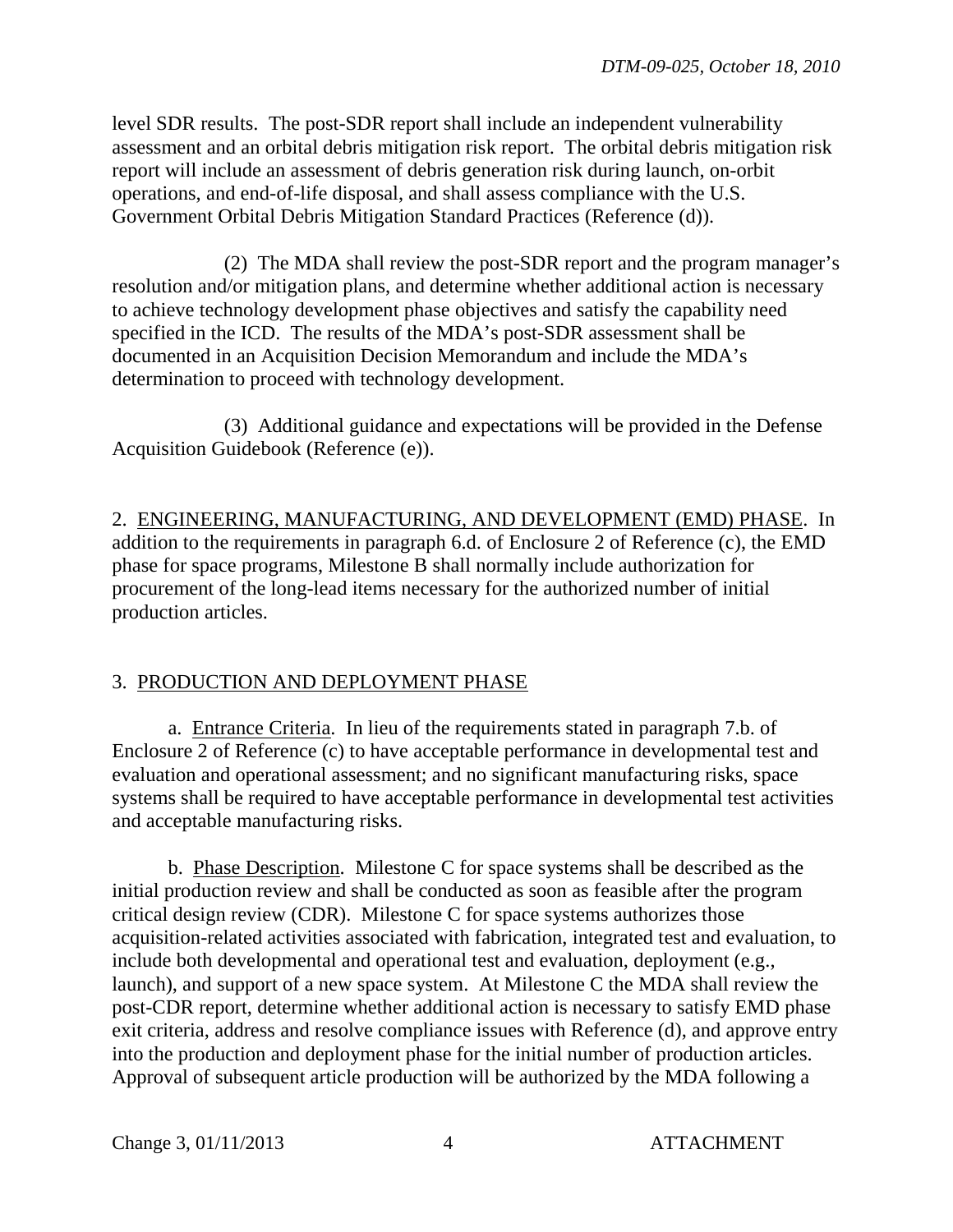level SDR results. The post-SDR report shall include an independent vulnerability assessment and an orbital debris mitigation risk report. The orbital debris mitigation risk report will include an assessment of debris generation risk during launch, on-orbit operations, and end-of-life disposal, and shall assess compliance with the U.S. Government Orbital Debris Mitigation Standard Practices (Reference (d)).

(2) The MDA shall review the post-SDR report and the program manager's resolution and/or mitigation plans, and determine whether additional action is necessary to achieve technology development phase objectives and satisfy the capability need specified in the ICD. The results of the MDA's post-SDR assessment shall be documented in an Acquisition Decision Memorandum and include the MDA's determination to proceed with technology development.

(3) Additional guidance and expectations will be provided in the Defense Acquisition Guidebook (Reference (e)).

2. ENGINEERING, MANUFACTURING, AND DEVELOPMENT (EMD) PHASE. In addition to the requirements in paragraph 6.d. of Enclosure 2 of Reference (c), the EMD phase for space programs, Milestone B shall normally include authorization for procurement of the long-lead items necessary for the authorized number of initial production articles.

3. PRODUCTION AND DEPLOYMENT PHASE

a. Entrance Criteria. In lieu of the requirements stated in paragraph 7.b. of Enclosure 2 of Reference (c) to have acceptable performance in developmental test and evaluation and operational assessment; and no significant manufacturing risks, space systems shall be required to have acceptable performance in developmental test activities and acceptable manufacturing risks.

b. Phase Description. Milestone C for space systems shall be described as the initial production review and shall be conducted as soon as feasible after the program critical design review (CDR). Milestone C for space systems authorizes those acquisition-related activities associated with fabrication, integrated test and evaluation, to include both developmental and operational test and evaluation, deployment (e.g., launch), and support of a new space system. At Milestone C the MDA shall review the post-CDR report, determine whether additional action is necessary to satisfy EMD phase exit criteria, address and resolve compliance issues with Reference (d), and approve entry into the production and deployment phase for the initial number of production articles. Approval of subsequent article production will be authorized by the MDA following a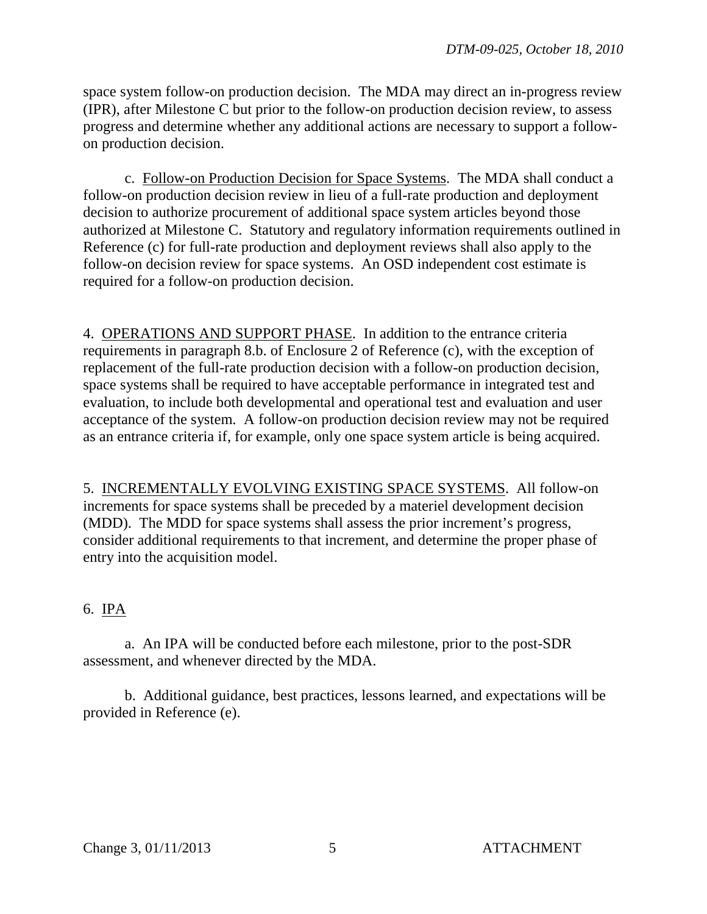space system follow-on production decision. The MDA may direct an in-progress review (IPR), after Milestone C but prior to the follow-on production decision review, to assess progress and determine whether any additional actions are necessary to support a follow-on production decision.

c. Follow-on Production Decision for Space Systems. The MDA shall conduct a follow-on production decision review in lieu of a full-rate production and deployment decision to authorize procurement of additional space system articles beyond those authorized at Milestone C. Statutory and regulatory information requirements outlined in Reference (c) for full-rate production and deployment reviews shall also apply to the follow-on decision review for space systems. An OSD independent cost estimate is required for a follow-on production decision.

4. OPERATIONS AND SUPPORT PHASE. In addition to the entrance criteria requirements in paragraph 8.b. of Enclosure 2 of Reference (c), with the exception of replacement of the full-rate production decision with a follow-on production decision, space systems shall be required to have acceptable performance in integrated test and evaluation, to include both developmental and operational test and evaluation and user acceptance of the system. A follow-on production decision review may not be required as an entrance criteria if, for example, only one space system article is being acquired.

5. INCREMENTALLY EVOLVING EXISTING SPACE SYSTEMS. All follow-on increments for space systems shall be preceded by a materiel development decision (MDD). The MDD for space systems shall assess the prior increment's progress, consider additional requirements to that increment, and determine the proper phase of entry into the acquisition model.

6. IPA

a. An IPA will be conducted before each milestone, prior to the post-SDR assessment, and whenever directed by the MDA.

b. Additional guidance, best practices, lessons learned, and expectations will be provided in Reference (e).